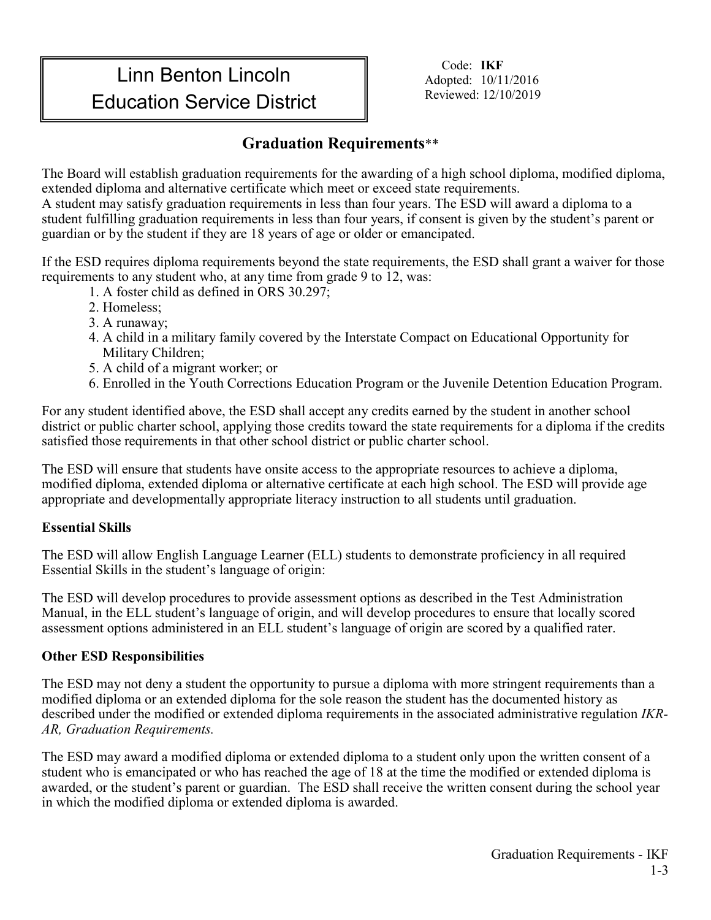# Linn Benton Lincoln Education Service District

Code: **IKF**
Adopted: 10/11/2016
Reviewed: 12/10/2019

## Graduation Requirements**

The Board will establish graduation requirements for the awarding of a high school diploma, modified diploma, extended diploma and alternative certificate which meet or exceed state requirements.
A student may satisfy graduation requirements in less than four years. The ESD will award a diploma to a student fulfilling graduation requirements in less than four years, if consent is given by the student's parent or guardian or by the student if they are 18 years of age or older or emancipated.

If the ESD requires diploma requirements beyond the state requirements, the ESD shall grant a waiver for those requirements to any student who, at any time from grade 9 to 12, was:

1. A foster child as defined in ORS 30.297;
2. Homeless;
3. A runaway;
4. A child in a military family covered by the Interstate Compact on Educational Opportunity for Military Children;
5. A child of a migrant worker; or
6. Enrolled in the Youth Corrections Education Program or the Juvenile Detention Education Program.

For any student identified above, the ESD shall accept any credits earned by the student in another school district or public charter school, applying those credits toward the state requirements for a diploma if the credits satisfied those requirements in that other school district or public charter school.

The ESD will ensure that students have onsite access to the appropriate resources to achieve a diploma, modified diploma, extended diploma or alternative certificate at each high school. The ESD will provide age appropriate and developmentally appropriate literacy instruction to all students until graduation.

### Essential Skills

The ESD will allow English Language Learner (ELL) students to demonstrate proficiency in all required Essential Skills in the student's language of origin:

The ESD will develop procedures to provide assessment options as described in the Test Administration Manual, in the ELL student's language of origin, and will develop procedures to ensure that locally scored assessment options administered in an ELL student's language of origin are scored by a qualified rater.

### Other ESD Responsibilities

The ESD may not deny a student the opportunity to pursue a diploma with more stringent requirements than a modified diploma or an extended diploma for the sole reason the student has the documented history as described under the modified or extended diploma requirements in the associated administrative regulation *IKR-AR, Graduation Requirements.*

The ESD may award a modified diploma or extended diploma to a student only upon the written consent of a student who is emancipated or who has reached the age of 18 at the time the modified or extended diploma is awarded, or the student's parent or guardian. The ESD shall receive the written consent during the school year in which the modified diploma or extended diploma is awarded.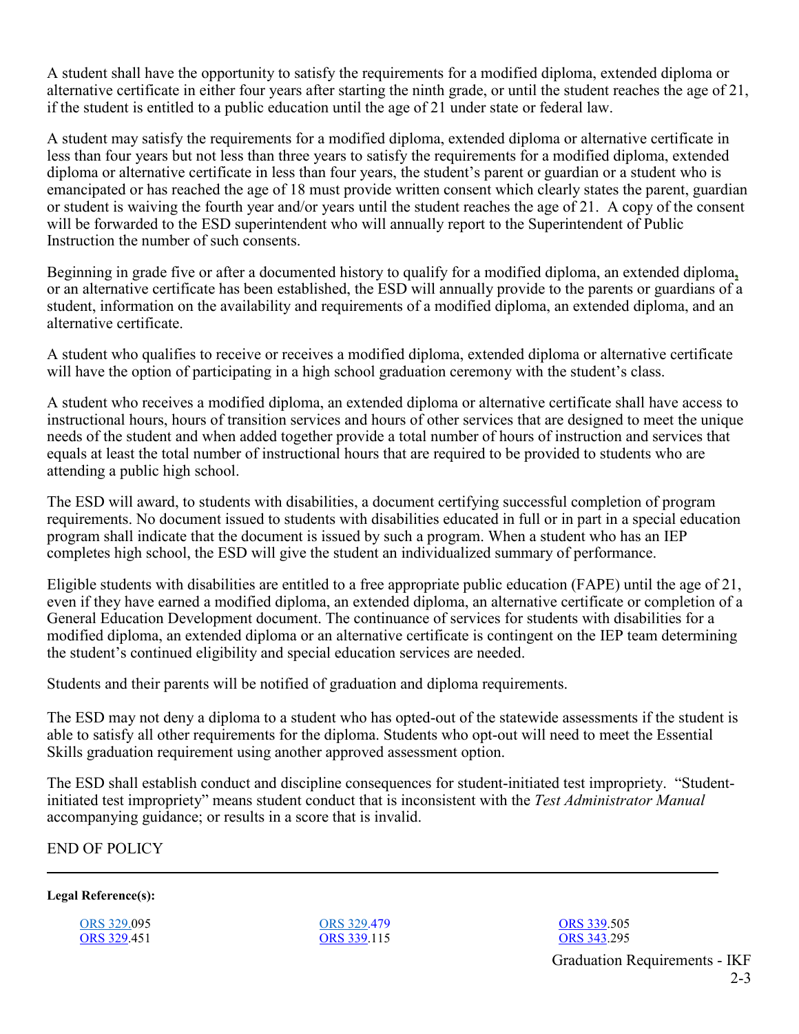A student shall have the opportunity to satisfy the requirements for a modified diploma, extended diploma or alternative certificate in either four years after starting the ninth grade, or until the student reaches the age of 21, if the student is entitled to a public education until the age of 21 under state or federal law.

A student may satisfy the requirements for a modified diploma, extended diploma or alternative certificate in less than four years but not less than three years to satisfy the requirements for a modified diploma, extended diploma or alternative certificate in less than four years, the student's parent or guardian or a student who is emancipated or has reached the age of 18 must provide written consent which clearly states the parent, guardian or student is waiving the fourth year and/or years until the student reaches the age of 21. A copy of the consent will be forwarded to the ESD superintendent who will annually report to the Superintendent of Public Instruction the number of such consents.

Beginning in grade five or after a documented history to qualify for a modified diploma, an extended diploma, or an alternative certificate has been established, the ESD will annually provide to the parents or guardians of a student, information on the availability and requirements of a modified diploma, an extended diploma, and an alternative certificate.

A student who qualifies to receive or receives a modified diploma, extended diploma or alternative certificate will have the option of participating in a high school graduation ceremony with the student's class.

A student who receives a modified diploma, an extended diploma or alternative certificate shall have access to instructional hours, hours of transition services and hours of other services that are designed to meet the unique needs of the student and when added together provide a total number of hours of instruction and services that equals at least the total number of instructional hours that are required to be provided to students who are attending a public high school.

The ESD will award, to students with disabilities, a document certifying successful completion of program requirements. No document issued to students with disabilities educated in full or in part in a special education program shall indicate that the document is issued by such a program. When a student who has an IEP completes high school, the ESD will give the student an individualized summary of performance.

Eligible students with disabilities are entitled to a free appropriate public education (FAPE) until the age of 21, even if they have earned a modified diploma, an extended diploma, an alternative certificate or completion of a General Education Development document. The continuance of services for students with disabilities for a modified diploma, an extended diploma or an alternative certificate is contingent on the IEP team determining the student's continued eligibility and special education services are needed.

Students and their parents will be notified of graduation and diploma requirements.

The ESD may not deny a diploma to a student who has opted-out of the statewide assessments if the student is able to satisfy all other requirements for the diploma. Students who opt-out will need to meet the Essential Skills graduation requirement using another approved assessment option.

The ESD shall establish conduct and discipline consequences for student-initiated test impropriety. "Student-initiated test impropriety" means student conduct that is inconsistent with the *Test Administrator Manual* accompanying guidance; or results in a score that is invalid.

END OF POLICY

---

**Legal Reference(s):**

ORS 329.095
ORS 329.451
ORS 329.479
ORS 339.115
ORS 339.505
ORS 343.295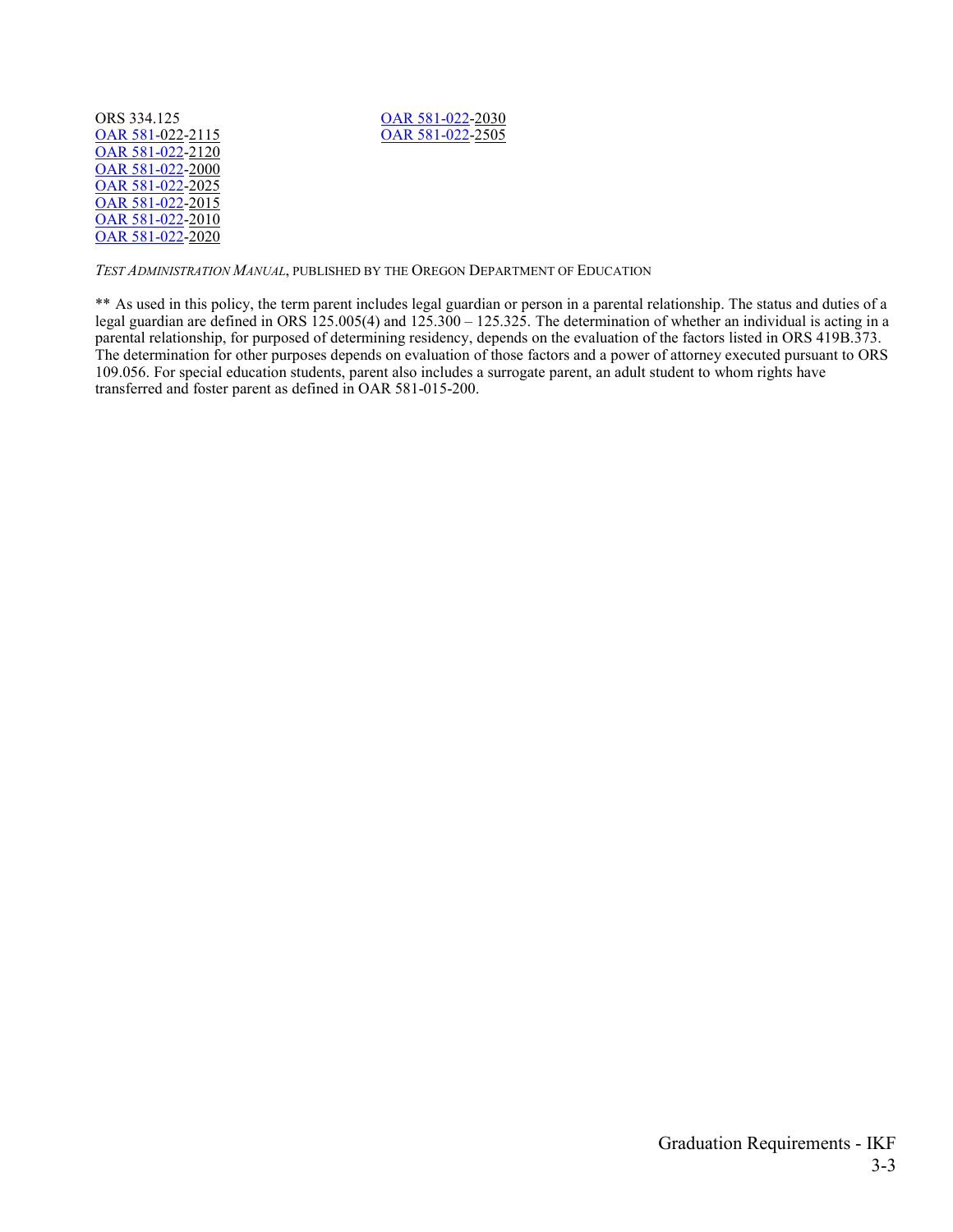ORS 334.125
OAR 581-022-2115
OAR 581-022-2120
OAR 581-022-2000
OAR 581-022-2025
OAR 581-022-2015
OAR 581-022-2010
OAR 581-022-2020
OAR 581-022-2030
OAR 581-022-2505

*TEST ADMINISTRATION MANUAL*, PUBLISHED BY THE OREGON DEPARTMENT OF EDUCATION

** As used in this policy, the term parent includes legal guardian or person in a parental relationship. The status and duties of a legal guardian are defined in ORS 125.005(4) and 125.300 – 125.325. The determination of whether an individual is acting in a parental relationship, for purposed of determining residency, depends on the evaluation of the factors listed in ORS 419B.373. The determination for other purposes depends on evaluation of those factors and a power of attorney executed pursuant to ORS 109.056. For special education students, parent also includes a surrogate parent, an adult student to whom rights have transferred and foster parent as defined in OAR 581-015-200.